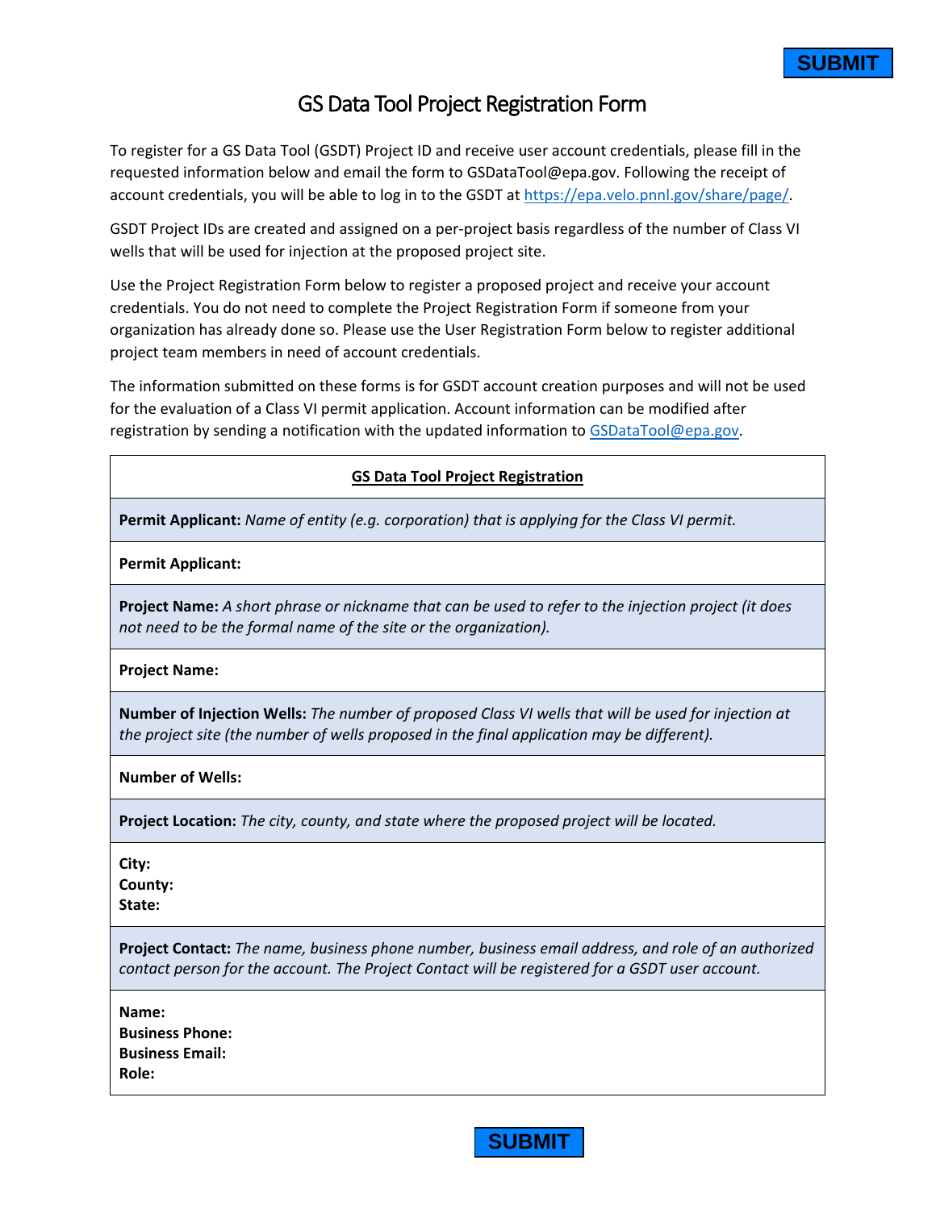SUBMIT

# GS Data Tool Project Registration Form

To register for a GS Data Tool (GSDT) Project ID and receive user account credentials, please fill in the requested information below and email the form to GSDataTool@epa.gov. Following the receipt of account credentials, you will be able to log in to the GSDT at https://epa.velo.pnnl.gov/share/page/.

GSDT Project IDs are created and assigned on a per-project basis regardless of the number of Class VI wells that will be used for injection at the proposed project site.

Use the Project Registration Form below to register a proposed project and receive your account credentials. You do not need to complete the Project Registration Form if someone from your organization has already done so. Please use the User Registration Form below to register additional project team members in need of account credentials.

The information submitted on these forms is for GSDT account creation purposes and will not be used for the evaluation of a Class VI permit application. Account information can be modified after registration by sending a notification with the updated information to GSDataTool@epa.gov.

| **GS Data Tool Project Registration** |
|---|
| **Permit Applicant:** *Name of entity (e.g. corporation) that is applying for the Class VI permit.* |
| **Permit Applicant:** |
| **Project Name:** *A short phrase or nickname that can be used to refer to the injection project (it does not need to be the formal name of the site or the organization).* |
| **Project Name:** |
| **Number of Injection Wells:** *The number of proposed Class VI wells that will be used for injection at the project site (the number of wells proposed in the final application may be different).* |
| **Number of Wells:** |
| **Project Location:** *The city, county, and state where the proposed project will be located.* |
| **City:**<br>**County:**<br>**State:** |
| **Project Contact:** *The name, business phone number, business email address, and role of an authorized contact person for the account. The Project Contact will be registered for a GSDT user account.* |
| **Name:**<br>**Business Phone:**<br>**Business Email:**<br>**Role:** |

SUBMIT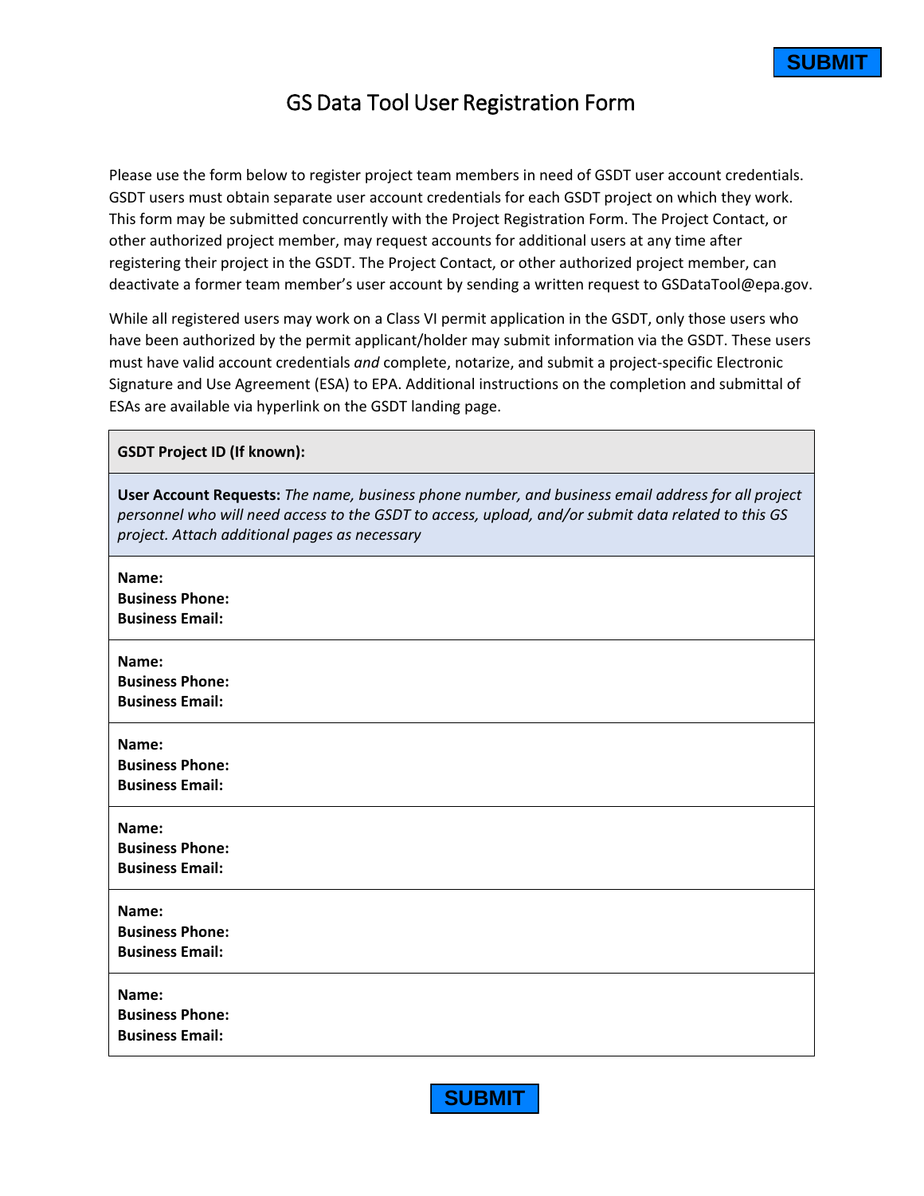SUBMIT

# GS Data Tool User Registration Form

Please use the form below to register project team members in need of GSDT user account credentials. GSDT users must obtain separate user account credentials for each GSDT project on which they work. This form may be submitted concurrently with the Project Registration Form. The Project Contact, or other authorized project member, may request accounts for additional users at any time after registering their project in the GSDT. The Project Contact, or other authorized project member, can deactivate a former team member's user account by sending a written request to GSDataTool@epa.gov.

While all registered users may work on a Class VI permit application in the GSDT, only those users who have been authorized by the permit applicant/holder may submit information via the GSDT. These users must have valid account credentials *and* complete, notarize, and submit a project-specific Electronic Signature and Use Agreement (ESA) to EPA. Additional instructions on the completion and submittal of ESAs are available via hyperlink on the GSDT landing page.

| |
|---|
| **GSDT Project ID (If known):** |
| **User Account Requests:** *The name, business phone number, and business email address for all project personnel who will need access to the GSDT to access, upload, and/or submit data related to this GS project. Attach additional pages as necessary* |
| **Name:**<br>**Business Phone:**<br>**Business Email:** |
| **Name:**<br>**Business Phone:**<br>**Business Email:** |
| **Name:**<br>**Business Phone:**<br>**Business Email:** |
| **Name:**<br>**Business Phone:**<br>**Business Email:** |
| **Name:**<br>**Business Phone:**<br>**Business Email:** |
| **Name:**<br>**Business Phone:**<br>**Business Email:** |

SUBMIT